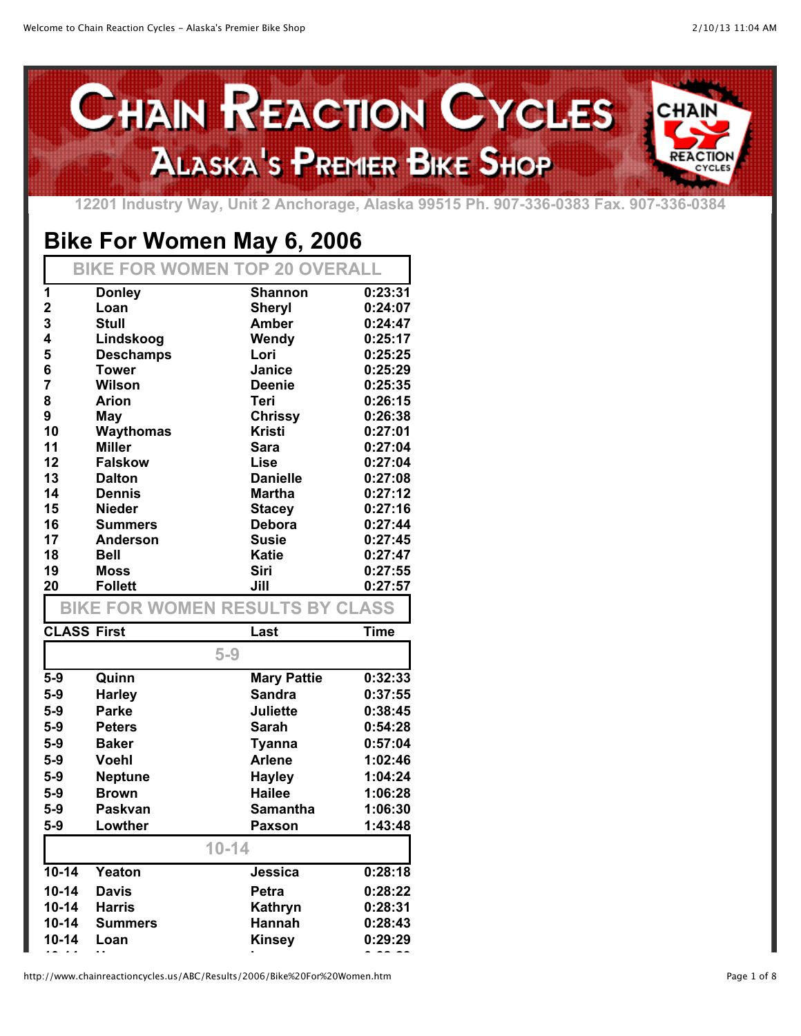# Chain Reaction Cycles

## Alaska's Premier Bike Shop

12201 Industry Way, Unit 2 Anchorage, Alaska 99515 Ph. 907-336-0383 Fax. 907-336-0384

# Bike For Women May 6, 2006

## BIKE FOR WOMEN TOP 20 OVERALL

| | | | |
|---|---|---|---|
| 1 | Donley | Shannon | 0:23:31 |
| 2 | Loan | Sheryl | 0:24:07 |
| 3 | Stull | Amber | 0:24:47 |
| 4 | Lindskoog | Wendy | 0:25:17 |
| 5 | Deschamps | Lori | 0:25:25 |
| 6 | Tower | Janice | 0:25:29 |
| 7 | Wilson | Deenie | 0:25:35 |
| 8 | Arion | Teri | 0:26:15 |
| 9 | May | Chrissy | 0:26:38 |
| 10 | Waythomas | Kristi | 0:27:01 |
| 11 | Miller | Sara | 0:27:04 |
| 12 | Falskow | Lise | 0:27:04 |
| 13 | Dalton | Danielle | 0:27:08 |
| 14 | Dennis | Martha | 0:27:12 |
| 15 | Nieder | Stacey | 0:27:16 |
| 16 | Summers | Debora | 0:27:44 |
| 17 | Anderson | Susie | 0:27:45 |
| 18 | Bell | Katie | 0:27:47 |
| 19 | Moss | Siri | 0:27:55 |
| 20 | Follett | Jill | 0:27:57 |

## BIKE FOR WOMEN RESULTS BY CLASS

| CLASS | First | Last | Time |
|---|---|---|---|
| | 5-9 | | |
| 5-9 | Quinn | Mary Pattie | 0:32:33 |
| 5-9 | Harley | Sandra | 0:37:55 |
| 5-9 | Parke | Juliette | 0:38:45 |
| 5-9 | Peters | Sarah | 0:54:28 |
| 5-9 | Baker | Tyanna | 0:57:04 |
| 5-9 | Voehl | Arlene | 1:02:46 |
| 5-9 | Neptune | Hayley | 1:04:24 |
| 5-9 | Brown | Hailee | 1:06:28 |
| 5-9 | Paskvan | Samantha | 1:06:30 |
| 5-9 | Lowther | Paxson | 1:43:48 |
| | 10-14 | | |
| 10-14 | Yeaton | Jessica | 0:28:18 |
| 10-14 | Davis | Petra | 0:28:22 |
| 10-14 | Harris | Kathryn | 0:28:31 |
| 10-14 | Summers | Hannah | 0:28:43 |
| 10-14 | Loan | Kinsey | 0:29:29 |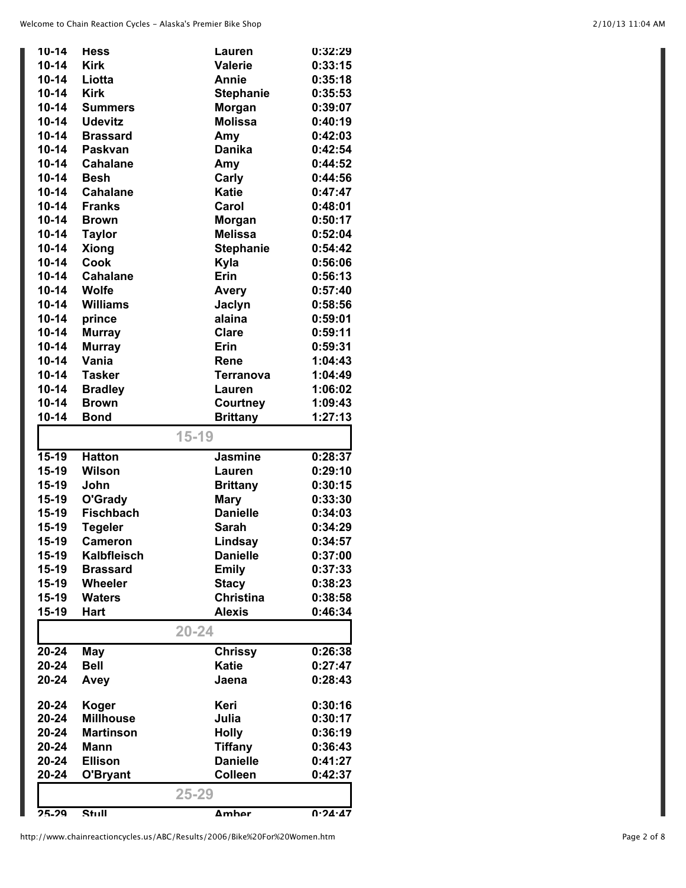| | | | |
|---|---|---|---|
| 10-14 | Hess | Lauren | 0:32:29 |
| 10-14 | Kirk | Valerie | 0:33:15 |
| 10-14 | Liotta | Annie | 0:35:18 |
| 10-14 | Kirk | Stephanie | 0:35:53 |
| 10-14 | Summers | Morgan | 0:39:07 |
| 10-14 | Udevitz | Molissa | 0:40:19 |
| 10-14 | Brassard | Amy | 0:42:03 |
| 10-14 | Paskvan | Danika | 0:42:54 |
| 10-14 | Cahalane | Amy | 0:44:52 |
| 10-14 | Besh | Carly | 0:44:56 |
| 10-14 | Cahalane | Katie | 0:47:47 |
| 10-14 | Franks | Carol | 0:48:01 |
| 10-14 | Brown | Morgan | 0:50:17 |
| 10-14 | Taylor | Melissa | 0:52:04 |
| 10-14 | Xiong | Stephanie | 0:54:42 |
| 10-14 | Cook | Kyla | 0:56:06 |
| 10-14 | Cahalane | Erin | 0:56:13 |
| 10-14 | Wolfe | Avery | 0:57:40 |
| 10-14 | Williams | Jaclyn | 0:58:56 |
| 10-14 | prince | alaina | 0:59:01 |
| 10-14 | Murray | Clare | 0:59:11 |
| 10-14 | Murray | Erin | 0:59:31 |
| 10-14 | Vania | Rene | 1:04:43 |
| 10-14 | Tasker | Terranova | 1:04:49 |
| 10-14 | Bradley | Lauren | 1:06:02 |
| 10-14 | Brown | Courtney | 1:09:43 |
| 10-14 | Bond | Brittany | 1:27:13 |

## 15-19

| | | | |
|---|---|---|---|
| 15-19 | Hatton | Jasmine | 0:28:37 |
| 15-19 | Wilson | Lauren | 0:29:10 |
| 15-19 | John | Brittany | 0:30:15 |
| 15-19 | O'Grady | Mary | 0:33:30 |
| 15-19 | Fischbach | Danielle | 0:34:03 |
| 15-19 | Tegeler | Sarah | 0:34:29 |
| 15-19 | Cameron | Lindsay | 0:34:57 |
| 15-19 | Kalbfleisch | Danielle | 0:37:00 |
| 15-19 | Brassard | Emily | 0:37:33 |
| 15-19 | Wheeler | Stacy | 0:38:23 |
| 15-19 | Waters | Christina | 0:38:58 |
| 15-19 | Hart | Alexis | 0:46:34 |

## 20-24

| | | | |
|---|---|---|---|
| 20-24 | May | Chrissy | 0:26:38 |
| 20-24 | Bell | Katie | 0:27:47 |
| 20-24 | Avey | Jaena | 0:28:43 |
| 20-24 | Koger | Keri | 0:30:16 |
| 20-24 | Millhouse | Julia | 0:30:17 |
| 20-24 | Martinson | Holly | 0:36:19 |
| 20-24 | Mann | Tiffany | 0:36:43 |
| 20-24 | Ellison | Danielle | 0:41:27 |
| 20-24 | O'Bryant | Colleen | 0:42:37 |

## 25-29

| | | | |
|---|---|---|---|
| 25-29 | Stull | Amber | 0:24:47 |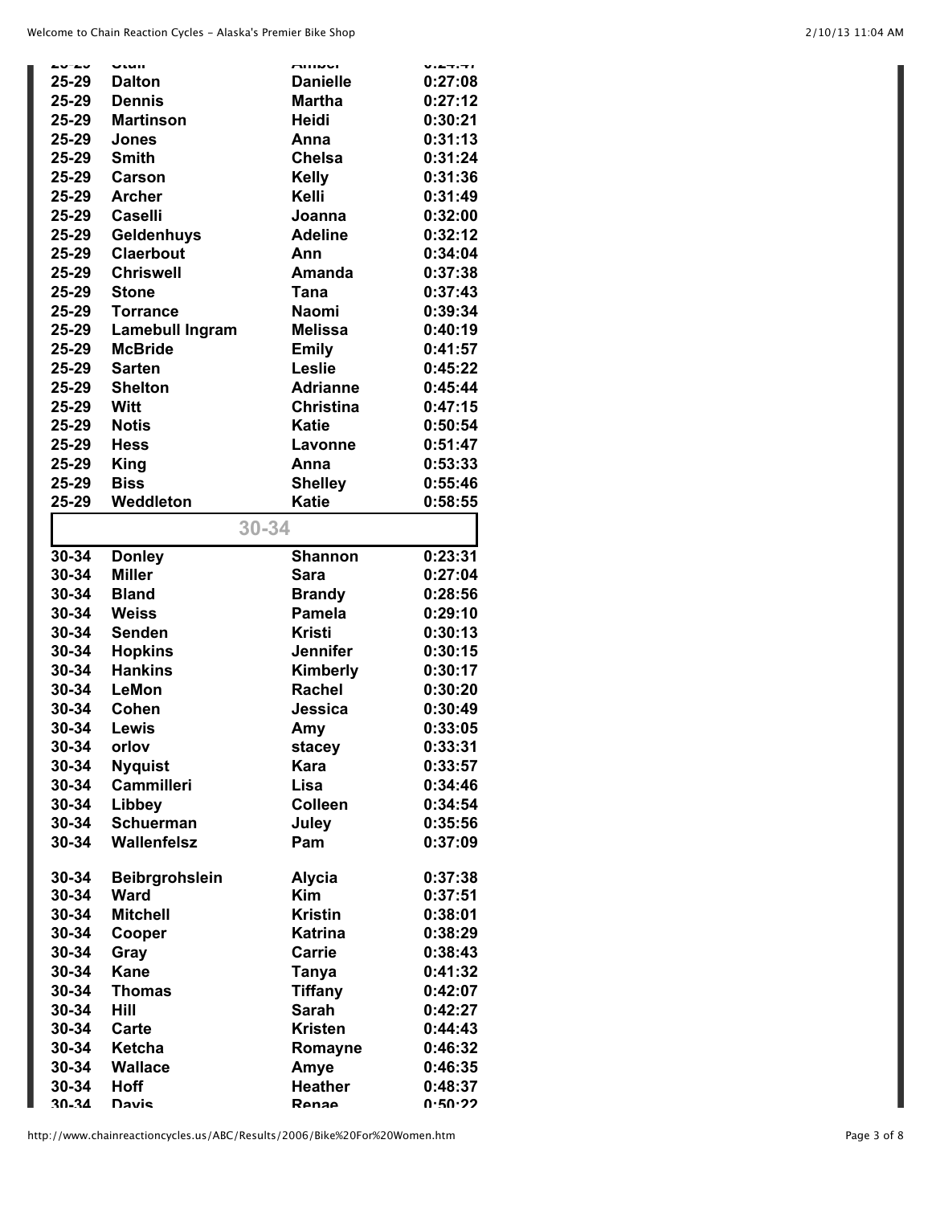| | | | |
|---|---|---|---|
| 25-29 | Dalton | Danielle | 0:27:08 |
| 25-29 | Dennis | Martha | 0:27:12 |
| 25-29 | Martinson | Heidi | 0:30:21 |
| 25-29 | Jones | Anna | 0:31:13 |
| 25-29 | Smith | Chelsa | 0:31:24 |
| 25-29 | Carson | Kelly | 0:31:36 |
| 25-29 | Archer | Kelli | 0:31:49 |
| 25-29 | Caselli | Joanna | 0:32:00 |
| 25-29 | Geldenhuys | Adeline | 0:32:12 |
| 25-29 | Claerbout | Ann | 0:34:04 |
| 25-29 | Chriswell | Amanda | 0:37:38 |
| 25-29 | Stone | Tana | 0:37:43 |
| 25-29 | Torrance | Naomi | 0:39:34 |
| 25-29 | Lamebull Ingram | Melissa | 0:40:19 |
| 25-29 | McBride | Emily | 0:41:57 |
| 25-29 | Sarten | Leslie | 0:45:22 |
| 25-29 | Shelton | Adrianne | 0:45:44 |
| 25-29 | Witt | Christina | 0:47:15 |
| 25-29 | Notis | Katie | 0:50:54 |
| 25-29 | Hess | Lavonne | 0:51:47 |
| 25-29 | King | Anna | 0:53:33 |
| 25-29 | Biss | Shelley | 0:55:46 |
| 25-29 | Weddleton | Katie | 0:58:55 |

## 30-34

| | | | |
|---|---|---|---|
| 30-34 | Donley | Shannon | 0:23:31 |
| 30-34 | Miller | Sara | 0:27:04 |
| 30-34 | Bland | Brandy | 0:28:56 |
| 30-34 | Weiss | Pamela | 0:29:10 |
| 30-34 | Senden | Kristi | 0:30:13 |
| 30-34 | Hopkins | Jennifer | 0:30:15 |
| 30-34 | Hankins | Kimberly | 0:30:17 |
| 30-34 | LeMon | Rachel | 0:30:20 |
| 30-34 | Cohen | Jessica | 0:30:49 |
| 30-34 | Lewis | Amy | 0:33:05 |
| 30-34 | orlov | stacey | 0:33:31 |
| 30-34 | Nyquist | Kara | 0:33:57 |
| 30-34 | Cammilleri | Lisa | 0:34:46 |
| 30-34 | Libbey | Colleen | 0:34:54 |
| 30-34 | Schuerman | Juley | 0:35:56 |
| 30-34 | Wallenfelsz | Pam | 0:37:09 |
| 30-34 | Beibrgrohslein | Alycia | 0:37:38 |
| 30-34 | Ward | Kim | 0:37:51 |
| 30-34 | Mitchell | Kristin | 0:38:01 |
| 30-34 | Cooper | Katrina | 0:38:29 |
| 30-34 | Gray | Carrie | 0:38:43 |
| 30-34 | Kane | Tanya | 0:41:32 |
| 30-34 | Thomas | Tiffany | 0:42:07 |
| 30-34 | Hill | Sarah | 0:42:27 |
| 30-34 | Carte | Kristen | 0:44:43 |
| 30-34 | Ketcha | Romayne | 0:46:32 |
| 30-34 | Wallace | Amye | 0:46:35 |
| 30-34 | Hoff | Heather | 0:48:37 |
| 30-34 | Davis | Renae | 0:50:22 |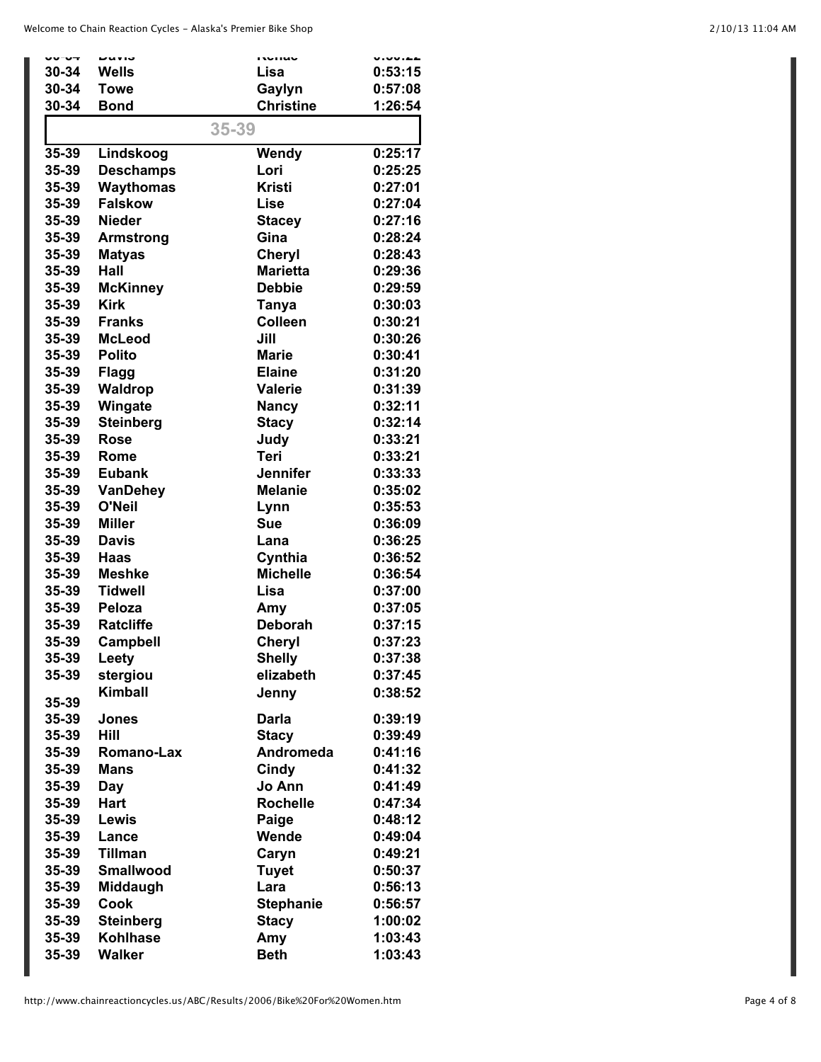| | | | |
|---|---|---|---|
| 30-34 | Davis | Renae | 0:50:22 |
| 30-34 | Wells | Lisa | 0:53:15 |
| 30-34 | Towe | Gaylyn | 0:57:08 |
| 30-34 | Bond | Christine | 1:26:54 |
| | 35-39 | | |
| 35-39 | Lindskoog | Wendy | 0:25:17 |
| 35-39 | Deschamps | Lori | 0:25:25 |
| 35-39 | Waythomas | Kristi | 0:27:01 |
| 35-39 | Falskow | Lise | 0:27:04 |
| 35-39 | Nieder | Stacey | 0:27:16 |
| 35-39 | Armstrong | Gina | 0:28:24 |
| 35-39 | Matyas | Cheryl | 0:28:43 |
| 35-39 | Hall | Marietta | 0:29:36 |
| 35-39 | McKinney | Debbie | 0:29:59 |
| 35-39 | Kirk | Tanya | 0:30:03 |
| 35-39 | Franks | Colleen | 0:30:21 |
| 35-39 | McLeod | Jill | 0:30:26 |
| 35-39 | Polito | Marie | 0:30:41 |
| 35-39 | Flagg | Elaine | 0:31:20 |
| 35-39 | Waldrop | Valerie | 0:31:39 |
| 35-39 | Wingate | Nancy | 0:32:11 |
| 35-39 | Steinberg | Stacy | 0:32:14 |
| 35-39 | Rose | Judy | 0:33:21 |
| 35-39 | Rome | Teri | 0:33:21 |
| 35-39 | Eubank | Jennifer | 0:33:33 |
| 35-39 | VanDehey | Melanie | 0:35:02 |
| 35-39 | O'Neil | Lynn | 0:35:53 |
| 35-39 | Miller | Sue | 0:36:09 |
| 35-39 | Davis | Lana | 0:36:25 |
| 35-39 | Haas | Cynthia | 0:36:52 |
| 35-39 | Meshke | Michelle | 0:36:54 |
| 35-39 | Tidwell | Lisa | 0:37:00 |
| 35-39 | Peloza | Amy | 0:37:05 |
| 35-39 | Ratcliffe | Deborah | 0:37:15 |
| 35-39 | Campbell | Cheryl | 0:37:23 |
| 35-39 | Leety | Shelly | 0:37:38 |
| 35-39 | stergiou | elizabeth | 0:37:45 |
| 35-39 | Kimball | Jenny | 0:38:52 |
| 35-39 | Jones | Darla | 0:39:19 |
| 35-39 | Hill | Stacy | 0:39:49 |
| 35-39 | Romano-Lax | Andromeda | 0:41:16 |
| 35-39 | Mans | Cindy | 0:41:32 |
| 35-39 | Day | Jo Ann | 0:41:49 |
| 35-39 | Hart | Rochelle | 0:47:34 |
| 35-39 | Lewis | Paige | 0:48:12 |
| 35-39 | Lance | Wende | 0:49:04 |
| 35-39 | Tillman | Caryn | 0:49:21 |
| 35-39 | Smallwood | Tuyet | 0:50:37 |
| 35-39 | Middaugh | Lara | 0:56:13 |
| 35-39 | Cook | Stephanie | 0:56:57 |
| 35-39 | Steinberg | Stacy | 1:00:02 |
| 35-39 | Kohlhase | Amy | 1:03:43 |
| 35-39 | Walker | Beth | 1:03:43 |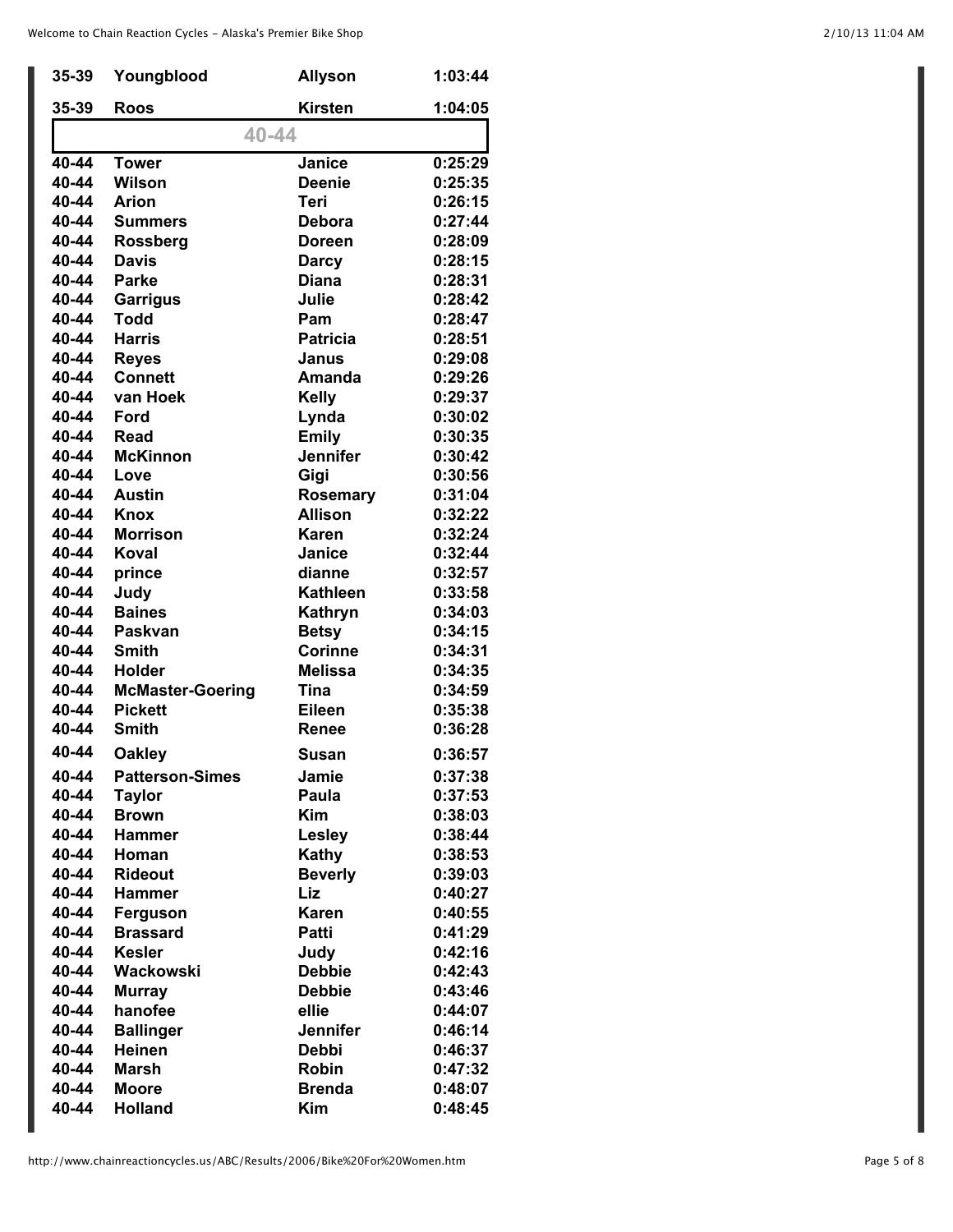| 35-39 | Youngblood | Allyson | 1:03:44 |
|---|---|---|---|
| 35-39 | Roos | Kirsten | 1:04:05 |
| | 40-44 | | |
| 40-44 | Tower | Janice | 0:25:29 |
| 40-44 | Wilson | Deenie | 0:25:35 |
| 40-44 | Arion | Teri | 0:26:15 |
| 40-44 | Summers | Debora | 0:27:44 |
| 40-44 | Rossberg | Doreen | 0:28:09 |
| 40-44 | Davis | Darcy | 0:28:15 |
| 40-44 | Parke | Diana | 0:28:31 |
| 40-44 | Garrigus | Julie | 0:28:42 |
| 40-44 | Todd | Pam | 0:28:47 |
| 40-44 | Harris | Patricia | 0:28:51 |
| 40-44 | Reyes | Janus | 0:29:08 |
| 40-44 | Connett | Amanda | 0:29:26 |
| 40-44 | van Hoek | Kelly | 0:29:37 |
| 40-44 | Ford | Lynda | 0:30:02 |
| 40-44 | Read | Emily | 0:30:35 |
| 40-44 | McKinnon | Jennifer | 0:30:42 |
| 40-44 | Love | Gigi | 0:30:56 |
| 40-44 | Austin | Rosemary | 0:31:04 |
| 40-44 | Knox | Allison | 0:32:22 |
| 40-44 | Morrison | Karen | 0:32:24 |
| 40-44 | Koval | Janice | 0:32:44 |
| 40-44 | prince | dianne | 0:32:57 |
| 40-44 | Judy | Kathleen | 0:33:58 |
| 40-44 | Baines | Kathryn | 0:34:03 |
| 40-44 | Paskvan | Betsy | 0:34:15 |
| 40-44 | Smith | Corinne | 0:34:31 |
| 40-44 | Holder | Melissa | 0:34:35 |
| 40-44 | McMaster-Goering | Tina | 0:34:59 |
| 40-44 | Pickett | Eileen | 0:35:38 |
| 40-44 | Smith | Renee | 0:36:28 |
| 40-44 | Oakley | Susan | 0:36:57 |
| 40-44 | Patterson-Simes | Jamie | 0:37:38 |
| 40-44 | Taylor | Paula | 0:37:53 |
| 40-44 | Brown | Kim | 0:38:03 |
| 40-44 | Hammer | Lesley | 0:38:44 |
| 40-44 | Homan | Kathy | 0:38:53 |
| 40-44 | Rideout | Beverly | 0:39:03 |
| 40-44 | Hammer | Liz | 0:40:27 |
| 40-44 | Ferguson | Karen | 0:40:55 |
| 40-44 | Brassard | Patti | 0:41:29 |
| 40-44 | Kesler | Judy | 0:42:16 |
| 40-44 | Wackowski | Debbie | 0:42:43 |
| 40-44 | Murray | Debbie | 0:43:46 |
| 40-44 | hanofee | ellie | 0:44:07 |
| 40-44 | Ballinger | Jennifer | 0:46:14 |
| 40-44 | Heinen | Debbi | 0:46:37 |
| 40-44 | Marsh | Robin | 0:47:32 |
| 40-44 | Moore | Brenda | 0:48:07 |
| 40-44 | Holland | Kim | 0:48:45 |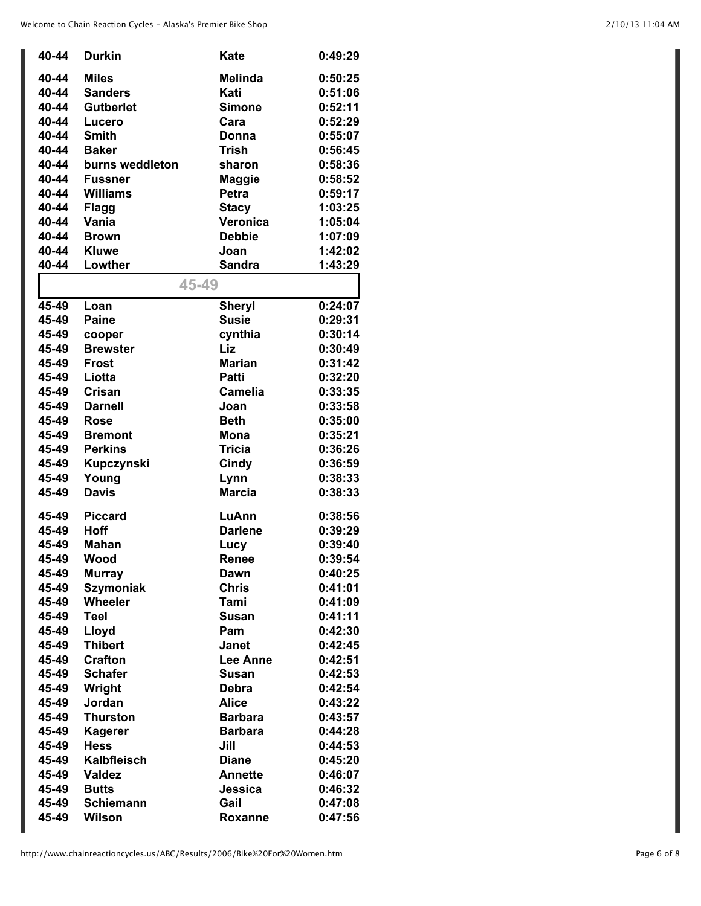| | | | |
|---|---|---|---|
| 40-44 | Durkin | Kate | 0:49:29 |
| 40-44 | Miles | Melinda | 0:50:25 |
| 40-44 | Sanders | Kati | 0:51:06 |
| 40-44 | Gutberlet | Simone | 0:52:11 |
| 40-44 | Lucero | Cara | 0:52:29 |
| 40-44 | Smith | Donna | 0:55:07 |
| 40-44 | Baker | Trish | 0:56:45 |
| 40-44 | burns weddleton | sharon | 0:58:36 |
| 40-44 | Fussner | Maggie | 0:58:52 |
| 40-44 | Williams | Petra | 0:59:17 |
| 40-44 | Flagg | Stacy | 1:03:25 |
| 40-44 | Vania | Veronica | 1:05:04 |
| 40-44 | Brown | Debbie | 1:07:09 |
| 40-44 | Kluwe | Joan | 1:42:02 |
| 40-44 | Lowther | Sandra | 1:43:29 |

**45-49**

| | | | |
|---|---|---|---|
| 45-49 | Loan | Sheryl | 0:24:07 |
| 45-49 | Paine | Susie | 0:29:31 |
| 45-49 | cooper | cynthia | 0:30:14 |
| 45-49 | Brewster | Liz | 0:30:49 |
| 45-49 | Frost | Marian | 0:31:42 |
| 45-49 | Liotta | Patti | 0:32:20 |
| 45-49 | Crisan | Camelia | 0:33:35 |
| 45-49 | Darnell | Joan | 0:33:58 |
| 45-49 | Rose | Beth | 0:35:00 |
| 45-49 | Bremont | Mona | 0:35:21 |
| 45-49 | Perkins | Tricia | 0:36:26 |
| 45-49 | Kupczynski | Cindy | 0:36:59 |
| 45-49 | Young | Lynn | 0:38:33 |
| 45-49 | Davis | Marcia | 0:38:33 |
| 45-49 | Piccard | LuAnn | 0:38:56 |
| 45-49 | Hoff | Darlene | 0:39:29 |
| 45-49 | Mahan | Lucy | 0:39:40 |
| 45-49 | Wood | Renee | 0:39:54 |
| 45-49 | Murray | Dawn | 0:40:25 |
| 45-49 | Szymoniak | Chris | 0:41:01 |
| 45-49 | Wheeler | Tami | 0:41:09 |
| 45-49 | Teel | Susan | 0:41:11 |
| 45-49 | Lloyd | Pam | 0:42:30 |
| 45-49 | Thibert | Janet | 0:42:45 |
| 45-49 | Crafton | Lee Anne | 0:42:51 |
| 45-49 | Schafer | Susan | 0:42:53 |
| 45-49 | Wright | Debra | 0:42:54 |
| 45-49 | Jordan | Alice | 0:43:22 |
| 45-49 | Thurston | Barbara | 0:43:57 |
| 45-49 | Kagerer | Barbara | 0:44:28 |
| 45-49 | Hess | Jill | 0:44:53 |
| 45-49 | Kalbfleisch | Diane | 0:45:20 |
| 45-49 | Valdez | Annette | 0:46:07 |
| 45-49 | Butts | Jessica | 0:46:32 |
| 45-49 | Schiemann | Gail | 0:47:08 |
| 45-49 | Wilson | Roxanne | 0:47:56 |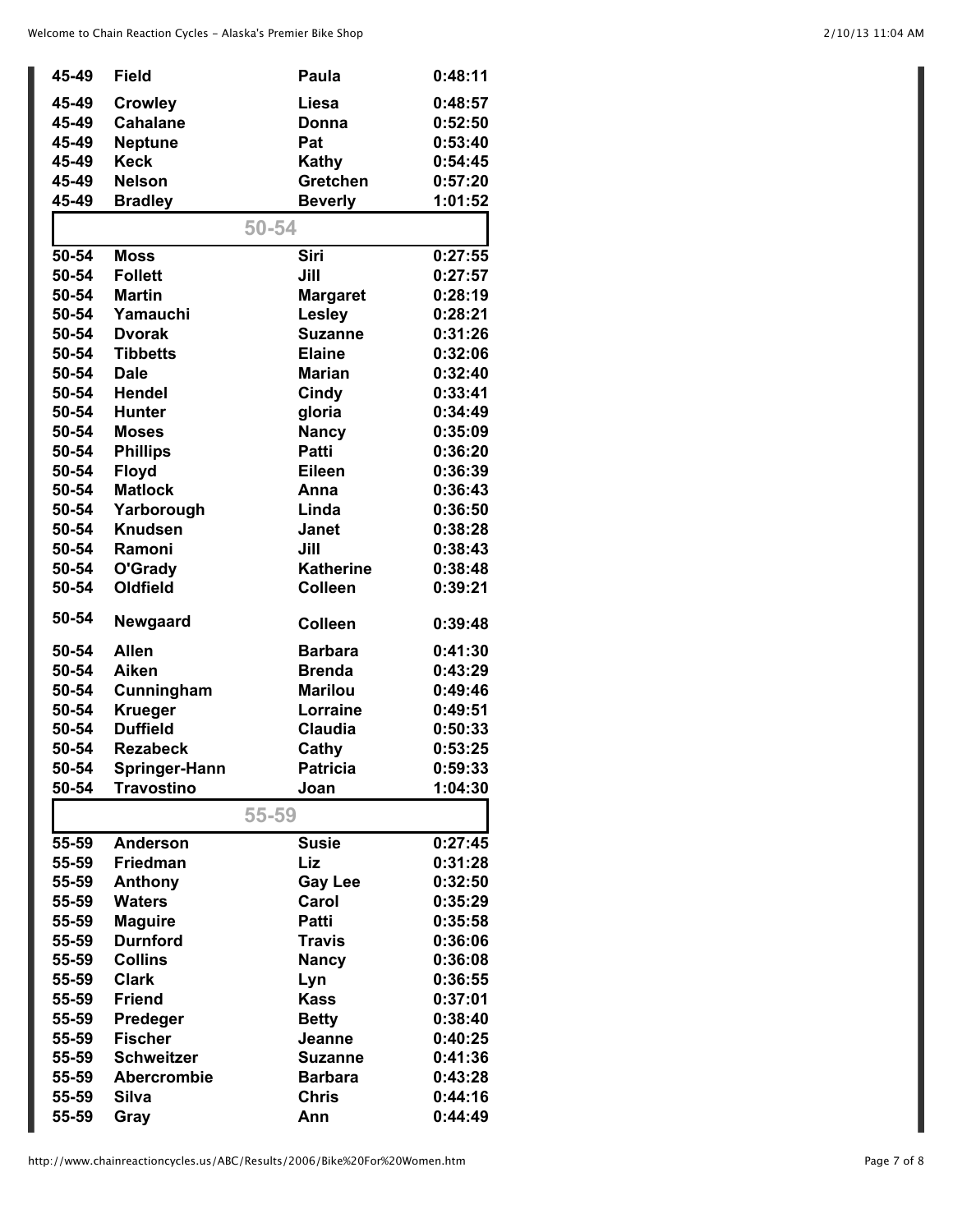| | | | |
|---|---|---|---|
| 45-49 | Field | Paula | 0:48:11 |
| 45-49 | Crowley | Liesa | 0:48:57 |
| 45-49 | Cahalane | Donna | 0:52:50 |
| 45-49 | Neptune | Pat | 0:53:40 |
| 45-49 | Keck | Kathy | 0:54:45 |
| 45-49 | Nelson | Gretchen | 0:57:20 |
| 45-49 | Bradley | Beverly | 1:01:52 |

## 50-54

| | | | |
|---|---|---|---|
| 50-54 | Moss | Siri | 0:27:55 |
| 50-54 | Follett | Jill | 0:27:57 |
| 50-54 | Martin | Margaret | 0:28:19 |
| 50-54 | Yamauchi | Lesley | 0:28:21 |
| 50-54 | Dvorak | Suzanne | 0:31:26 |
| 50-54 | Tibbetts | Elaine | 0:32:06 |
| 50-54 | Dale | Marian | 0:32:40 |
| 50-54 | Hendel | Cindy | 0:33:41 |
| 50-54 | Hunter | gloria | 0:34:49 |
| 50-54 | Moses | Nancy | 0:35:09 |
| 50-54 | Phillips | Patti | 0:36:20 |
| 50-54 | Floyd | Eileen | 0:36:39 |
| 50-54 | Matlock | Anna | 0:36:43 |
| 50-54 | Yarborough | Linda | 0:36:50 |
| 50-54 | Knudsen | Janet | 0:38:28 |
| 50-54 | Ramoni | Jill | 0:38:43 |
| 50-54 | O'Grady | Katherine | 0:38:48 |
| 50-54 | Oldfield | Colleen | 0:39:21 |
| 50-54 | Newgaard | Colleen | 0:39:48 |
| 50-54 | Allen | Barbara | 0:41:30 |
| 50-54 | Aiken | Brenda | 0:43:29 |
| 50-54 | Cunningham | Marilou | 0:49:46 |
| 50-54 | Krueger | Lorraine | 0:49:51 |
| 50-54 | Duffield | Claudia | 0:50:33 |
| 50-54 | Rezabeck | Cathy | 0:53:25 |
| 50-54 | Springer-Hann | Patricia | 0:59:33 |
| 50-54 | Travostino | Joan | 1:04:30 |

## 55-59

| | | | |
|---|---|---|---|
| 55-59 | Anderson | Susie | 0:27:45 |
| 55-59 | Friedman | Liz | 0:31:28 |
| 55-59 | Anthony | Gay Lee | 0:32:50 |
| 55-59 | Waters | Carol | 0:35:29 |
| 55-59 | Maguire | Patti | 0:35:58 |
| 55-59 | Durnford | Travis | 0:36:06 |
| 55-59 | Collins | Nancy | 0:36:08 |
| 55-59 | Clark | Lyn | 0:36:55 |
| 55-59 | Friend | Kass | 0:37:01 |
| 55-59 | Predeger | Betty | 0:38:40 |
| 55-59 | Fischer | Jeanne | 0:40:25 |
| 55-59 | Schweitzer | Suzanne | 0:41:36 |
| 55-59 | Abercrombie | Barbara | 0:43:28 |
| 55-59 | Silva | Chris | 0:44:16 |
| 55-59 | Gray | Ann | 0:44:49 |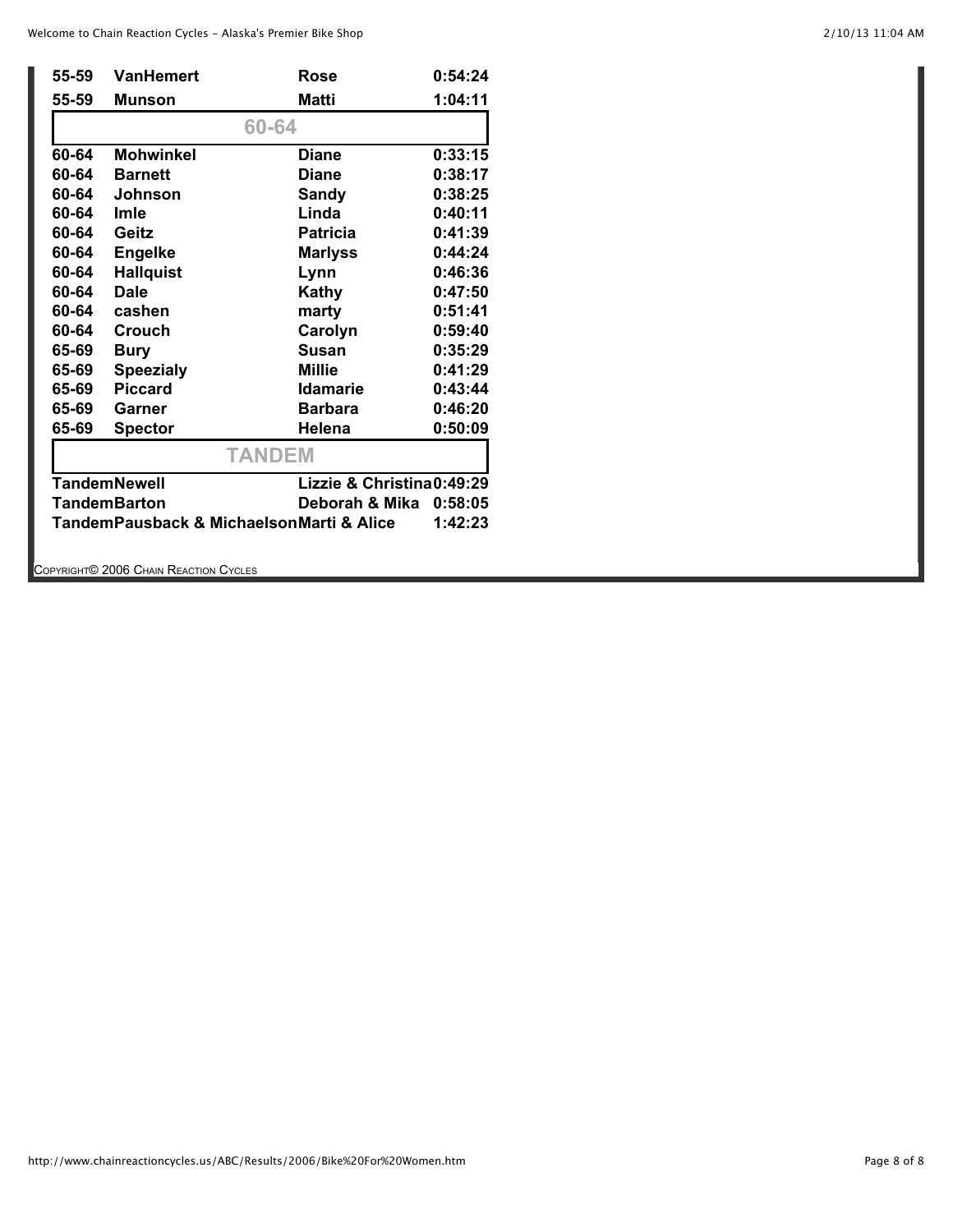| | | | |
|---|---|---|---|
| 55-59 | VanHemert | Rose | 0:54:24 |
| 55-59 | Munson | Matti | 1:04:11 |
| **60-64** | | | |
| 60-64 | Mohwinkel | Diane | 0:33:15 |
| 60-64 | Barnett | Diane | 0:38:17 |
| 60-64 | Johnson | Sandy | 0:38:25 |
| 60-64 | Imle | Linda | 0:40:11 |
| 60-64 | Geitz | Patricia | 0:41:39 |
| 60-64 | Engelke | Marlyss | 0:44:24 |
| 60-64 | Hallquist | Lynn | 0:46:36 |
| 60-64 | Dale | Kathy | 0:47:50 |
| 60-64 | cashen | marty | 0:51:41 |
| 60-64 | Crouch | Carolyn | 0:59:40 |
| 65-69 | Bury | Susan | 0:35:29 |
| 65-69 | Speezialy | Millie | 0:41:29 |
| 65-69 | Piccard | Idamarie | 0:43:44 |
| 65-69 | Garner | Barbara | 0:46:20 |
| 65-69 | Spector | Helena | 0:50:09 |
| **TANDEM** | | | |
| Tandem | Newell | Lizzie & Christina | 0:49:29 |
| Tandem | Barton | Deborah & Mika | 0:58:05 |
| Tandem | Pausback & Michaelson | Marti & Alice | 1:42:23 |

COPYRIGHT© 2006 CHAIN REACTION CYCLES